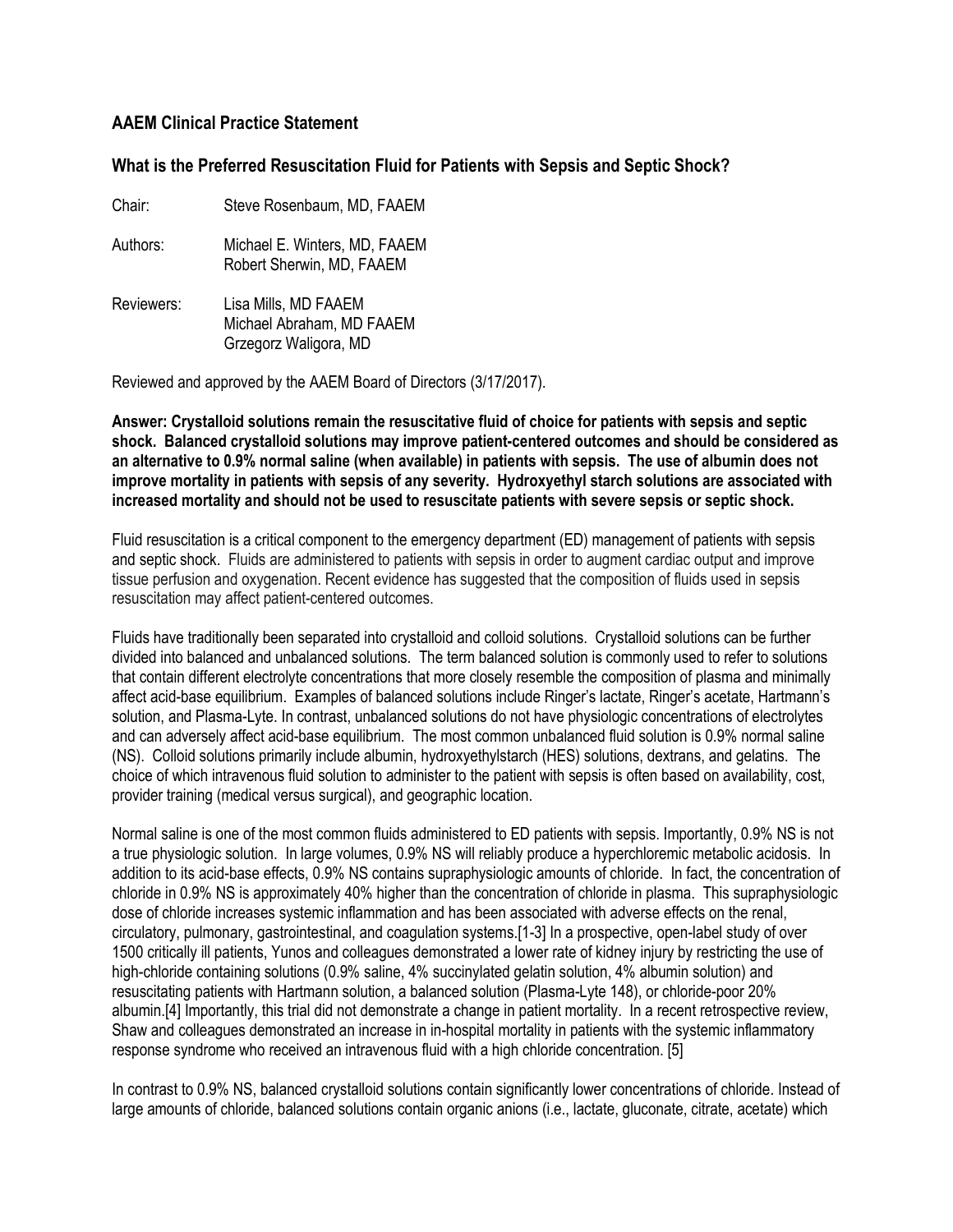## AAEM Clinical Practice Statement

### What is the Preferred Resuscitation Fluid for Patients with Sepsis and Septic Shock?

Chair: Steve Rosenbaum, MD, FAAEM

Authors: Michael E. Winters, MD, FAAEM
Robert Sherwin, MD, FAAEM

Reviewers: Lisa Mills, MD FAAEM
Michael Abraham, MD FAAEM
Grzegorz Waligora, MD

Reviewed and approved by the AAEM Board of Directors (3/17/2017).

**Answer: Crystalloid solutions remain the resuscitative fluid of choice for patients with sepsis and septic shock. Balanced crystalloid solutions may improve patient-centered outcomes and should be considered as an alternative to 0.9% normal saline (when available) in patients with sepsis. The use of albumin does not improve mortality in patients with sepsis of any severity. Hydroxyethyl starch solutions are associated with increased mortality and should not be used to resuscitate patients with severe sepsis or septic shock.**

Fluid resuscitation is a critical component to the emergency department (ED) management of patients with sepsis and septic shock. Fluids are administered to patients with sepsis in order to augment cardiac output and improve tissue perfusion and oxygenation. Recent evidence has suggested that the composition of fluids used in sepsis resuscitation may affect patient-centered outcomes.

Fluids have traditionally been separated into crystalloid and colloid solutions. Crystalloid solutions can be further divided into balanced and unbalanced solutions. The term balanced solution is commonly used to refer to solutions that contain different electrolyte concentrations that more closely resemble the composition of plasma and minimally affect acid-base equilibrium. Examples of balanced solutions include Ringer's lactate, Ringer's acetate, Hartmann's solution, and Plasma-Lyte. In contrast, unbalanced solutions do not have physiologic concentrations of electrolytes and can adversely affect acid-base equilibrium. The most common unbalanced fluid solution is 0.9% normal saline (NS). Colloid solutions primarily include albumin, hydroxyethylstarch (HES) solutions, dextrans, and gelatins. The choice of which intravenous fluid solution to administer to the patient with sepsis is often based on availability, cost, provider training (medical versus surgical), and geographic location.

Normal saline is one of the most common fluids administered to ED patients with sepsis. Importantly, 0.9% NS is not a true physiologic solution. In large volumes, 0.9% NS will reliably produce a hyperchloremic metabolic acidosis. In addition to its acid-base effects, 0.9% NS contains supraphysiologic amounts of chloride. In fact, the concentration of chloride in 0.9% NS is approximately 40% higher than the concentration of chloride in plasma. This supraphysiologic dose of chloride increases systemic inflammation and has been associated with adverse effects on the renal, circulatory, pulmonary, gastrointestinal, and coagulation systems.[1-3] In a prospective, open-label study of over 1500 critically ill patients, Yunos and colleagues demonstrated a lower rate of kidney injury by restricting the use of high-chloride containing solutions (0.9% saline, 4% succinylated gelatin solution, 4% albumin solution) and resuscitating patients with Hartmann solution, a balanced solution (Plasma-Lyte 148), or chloride-poor 20% albumin.[4] Importantly, this trial did not demonstrate a change in patient mortality. In a recent retrospective review, Shaw and colleagues demonstrated an increase in in-hospital mortality in patients with the systemic inflammatory response syndrome who received an intravenous fluid with a high chloride concentration. [5]

In contrast to 0.9% NS, balanced crystalloid solutions contain significantly lower concentrations of chloride. Instead of large amounts of chloride, balanced solutions contain organic anions (i.e., lactate, gluconate, citrate, acetate) which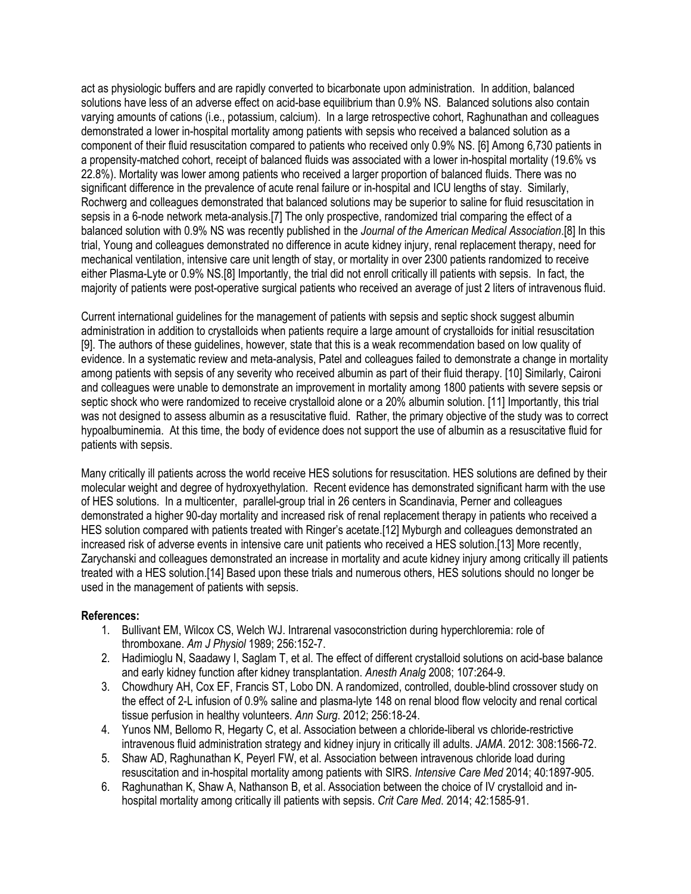act as physiologic buffers and are rapidly converted to bicarbonate upon administration. In addition, balanced solutions have less of an adverse effect on acid-base equilibrium than 0.9% NS. Balanced solutions also contain varying amounts of cations (i.e., potassium, calcium). In a large retrospective cohort, Raghunathan and colleagues demonstrated a lower in-hospital mortality among patients with sepsis who received a balanced solution as a component of their fluid resuscitation compared to patients who received only 0.9% NS. [6] Among 6,730 patients in a propensity-matched cohort, receipt of balanced fluids was associated with a lower in-hospital mortality (19.6% vs 22.8%). Mortality was lower among patients who received a larger proportion of balanced fluids. There was no significant difference in the prevalence of acute renal failure or in-hospital and ICU lengths of stay. Similarly, Rochwerg and colleagues demonstrated that balanced solutions may be superior to saline for fluid resuscitation in sepsis in a 6-node network meta-analysis.[7] The only prospective, randomized trial comparing the effect of a balanced solution with 0.9% NS was recently published in the *Journal of the American Medical Association*.[8] In this trial, Young and colleagues demonstrated no difference in acute kidney injury, renal replacement therapy, need for mechanical ventilation, intensive care unit length of stay, or mortality in over 2300 patients randomized to receive either Plasma-Lyte or 0.9% NS.[8] Importantly, the trial did not enroll critically ill patients with sepsis. In fact, the majority of patients were post-operative surgical patients who received an average of just 2 liters of intravenous fluid.

Current international guidelines for the management of patients with sepsis and septic shock suggest albumin administration in addition to crystalloids when patients require a large amount of crystalloids for initial resuscitation [9]. The authors of these guidelines, however, state that this is a weak recommendation based on low quality of evidence. In a systematic review and meta-analysis, Patel and colleagues failed to demonstrate a change in mortality among patients with sepsis of any severity who received albumin as part of their fluid therapy. [10] Similarly, Caironi and colleagues were unable to demonstrate an improvement in mortality among 1800 patients with severe sepsis or septic shock who were randomized to receive crystalloid alone or a 20% albumin solution. [11] Importantly, this trial was not designed to assess albumin as a resuscitative fluid. Rather, the primary objective of the study was to correct hypoalbuminemia. At this time, the body of evidence does not support the use of albumin as a resuscitative fluid for patients with sepsis.

Many critically ill patients across the world receive HES solutions for resuscitation. HES solutions are defined by their molecular weight and degree of hydroxyethylation. Recent evidence has demonstrated significant harm with the use of HES solutions. In a multicenter, parallel-group trial in 26 centers in Scandinavia, Perner and colleagues demonstrated a higher 90-day mortality and increased risk of renal replacement therapy in patients who received a HES solution compared with patients treated with Ringer's acetate.[12] Myburgh and colleagues demonstrated an increased risk of adverse events in intensive care unit patients who received a HES solution.[13] More recently, Zarychanski and colleagues demonstrated an increase in mortality and acute kidney injury among critically ill patients treated with a HES solution.[14] Based upon these trials and numerous others, HES solutions should no longer be used in the management of patients with sepsis.

**References:**

1. Bullivant EM, Wilcox CS, Welch WJ. Intrarenal vasoconstriction during hyperchloremia: role of thromboxane. *Am J Physiol* 1989; 256:152-7.
2. Hadimioglu N, Saadawy I, Saglam T, et al. The effect of different crystalloid solutions on acid-base balance and early kidney function after kidney transplantation. *Anesth Analg* 2008; 107:264-9.
3. Chowdhury AH, Cox EF, Francis ST, Lobo DN. A randomized, controlled, double-blind crossover study on the effect of 2-L infusion of 0.9% saline and plasma-lyte 148 on renal blood flow velocity and renal cortical tissue perfusion in healthy volunteers. *Ann Surg*. 2012; 256:18-24.
4. Yunos NM, Bellomo R, Hegarty C, et al. Association between a chloride-liberal vs chloride-restrictive intravenous fluid administration strategy and kidney injury in critically ill adults. *JAMA*. 2012: 308:1566-72.
5. Shaw AD, Raghunathan K, Peyerl FW, et al. Association between intravenous chloride load during resuscitation and in-hospital mortality among patients with SIRS. *Intensive Care Med* 2014; 40:1897-905.
6. Raghunathan K, Shaw A, Nathanson B, et al. Association between the choice of IV crystalloid and in-hospital mortality among critically ill patients with sepsis. *Crit Care Med*. 2014; 42:1585-91.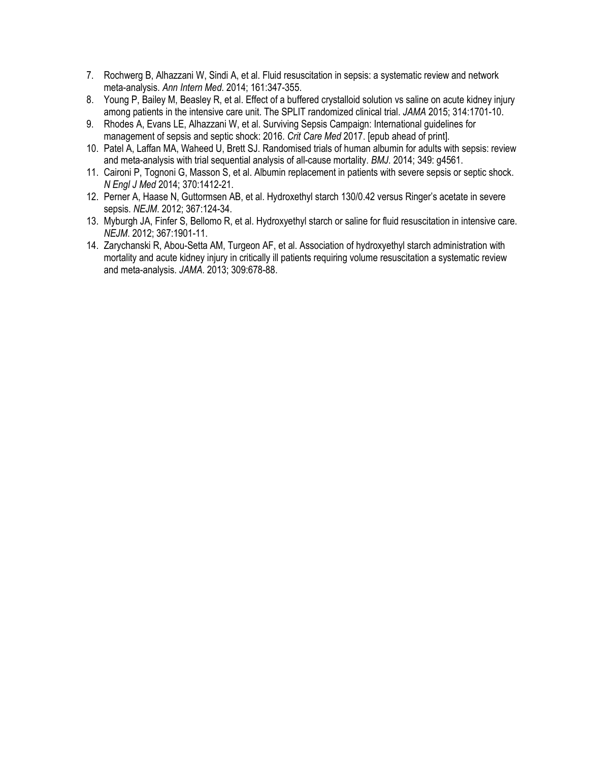7. Rochwerg B, Alhazzani W, Sindi A, et al. Fluid resuscitation in sepsis: a systematic review and network meta-analysis. *Ann Intern Med*. 2014; 161:347-355.
8. Young P, Bailey M, Beasley R, et al. Effect of a buffered crystalloid solution vs saline on acute kidney injury among patients in the intensive care unit. The SPLIT randomized clinical trial. *JAMA* 2015; 314:1701-10.
9. Rhodes A, Evans LE, Alhazzani W, et al. Surviving Sepsis Campaign: International guidelines for management of sepsis and septic shock: 2016. *Crit Care Med* 2017. [epub ahead of print].
10. Patel A, Laffan MA, Waheed U, Brett SJ. Randomised trials of human albumin for adults with sepsis: review and meta-analysis with trial sequential analysis of all-cause mortality. *BMJ*. 2014; 349: g4561.
11. Caironi P, Tognoni G, Masson S, et al. Albumin replacement in patients with severe sepsis or septic shock. *N Engl J Med* 2014; 370:1412-21.
12. Perner A, Haase N, Guttormsen AB, et al. Hydroxethyl starch 130/0.42 versus Ringer's acetate in severe sepsis. *NEJM*. 2012; 367:124-34.
13. Myburgh JA, Finfer S, Bellomo R, et al. Hydroxyethyl starch or saline for fluid resuscitation in intensive care. *NEJM*. 2012; 367:1901-11.
14. Zarychanski R, Abou-Setta AM, Turgeon AF, et al. Association of hydroxyethyl starch administration with mortality and acute kidney injury in critically ill patients requiring volume resuscitation a systematic review and meta-analysis. *JAMA*. 2013; 309:678-88.